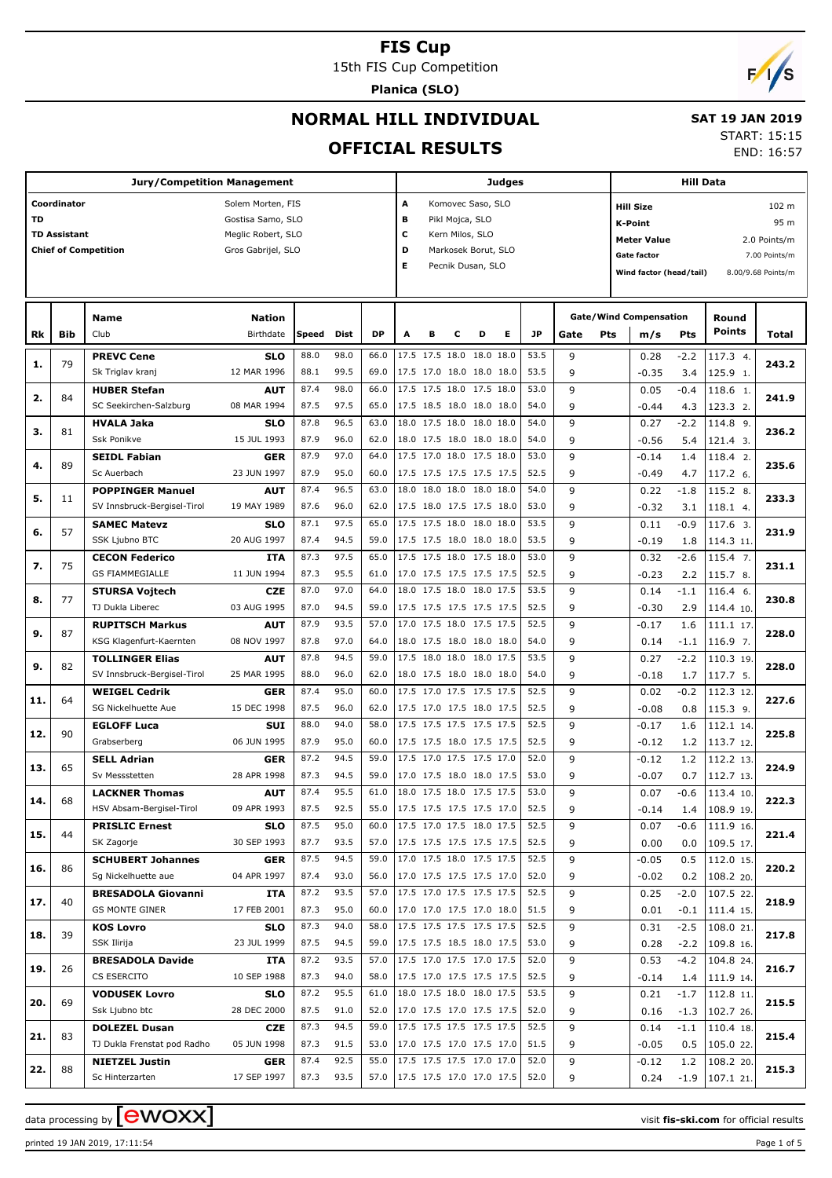# FIS Cup

15th FIS Cup Competition

**Planica (SLO)**

## NORMAL HILL INDIVIDUAL

## OFFICIAL RESULTS

**SAT 19 JAN 2019**

START: 15:15

END: 16:57

| Jury/Competition Management | | Judges | | Hill Data | |
|---|---|---|---|---|---|
| Coordinator | Solem Morten, FIS | A | Komovec Saso, SLO | Hill Size | 102 m |
| TD | Gostisa Samo, SLO | B | Pikl Mojca, SLO | K-Point | 95 m |
| TD Assistant | Meglic Robert, SLO | C | Kern Milos, SLO | Meter Value | 2.0 Points/m |
| Chief of Competition | Gros Gabrijel, SLO | D | Markosek Borut, SLO | Gate factor | 7.00 Points/m |
| | | E | Pecnik Dusan, SLO | Wind factor (head/tail) | 8.00/9.68 Points/m |

| Rk | Bib | Name / Club | Nation / Birthdate | Speed | Dist | DP | A | B | C | D | E | JP | Gate | Pts | m/s | Pts | Round Points | Total |
|---|---|---|---|---|---|---|---|---|---|---|---|---|---|---|---|---|---|---|
| 1. | 79 | **PREVC Cene** | **SLO** | 88.0 | 98.0 | 66.0 | 17.5 | 17.5 | 18.0 | 18.0 | 18.0 | 53.5 | 9 | | 0.28 | -2.2 | 117.3 4. | 243.2 |
| | | Sk Triglav kranj | 12 MAR 1996 | 88.1 | 99.5 | 69.0 | 17.5 | 17.0 | 18.0 | 18.0 | 18.0 | 53.5 | 9 | | -0.35 | 3.4 | 125.9 1. | |
| 2. | 84 | **HUBER Stefan** | **AUT** | 87.4 | 98.0 | 66.0 | 17.5 | 17.5 | 18.0 | 17.5 | 18.0 | 53.0 | 9 | | 0.05 | -0.4 | 118.6 1. | 241.9 |
| | | SC Seekirchen-Salzburg | 08 MAR 1994 | 87.5 | 97.5 | 65.0 | 17.5 | 18.5 | 18.0 | 18.0 | 18.0 | 54.0 | 9 | | -0.44 | 4.3 | 123.3 2. | |
| 3. | 81 | **HVALA Jaka** | **SLO** | 87.8 | 96.5 | 63.0 | 18.0 | 17.5 | 18.0 | 18.0 | 18.0 | 54.0 | 9 | | 0.27 | -2.2 | 114.8 9. | 236.2 |
| | | Ssk Ponikve | 15 JUL 1993 | 87.9 | 96.0 | 62.0 | 18.0 | 17.5 | 18.0 | 18.0 | 18.0 | 54.0 | 9 | | -0.56 | 5.4 | 121.4 3. | |
| 4. | 89 | **SEIDL Fabian** | **GER** | 87.9 | 97.0 | 64.0 | 17.5 | 17.0 | 18.0 | 17.5 | 18.0 | 53.0 | 9 | | -0.14 | 1.4 | 118.4 2. | 235.6 |
| | | Sc Auerbach | 23 JUN 1997 | 87.9 | 95.0 | 60.0 | 17.5 | 17.5 | 17.5 | 17.5 | 17.5 | 52.5 | 9 | | -0.49 | 4.7 | 117.2 6. | |
| 5. | 11 | **POPPINGER Manuel** | **AUT** | 87.4 | 96.5 | 63.0 | 18.0 | 18.0 | 18.0 | 18.0 | 18.0 | 54.0 | 9 | | 0.22 | -1.8 | 115.2 8. | 233.3 |
| | | SV Innsbruck-Bergisel-Tirol | 19 MAY 1989 | 87.6 | 96.0 | 62.0 | 17.5 | 18.0 | 17.5 | 17.5 | 18.0 | 53.0 | 9 | | -0.32 | 3.1 | 118.1 4. | |
| 6. | 57 | **SAMEC Matevz** | **SLO** | 87.1 | 97.5 | 65.0 | 17.5 | 17.5 | 18.0 | 18.0 | 18.0 | 53.5 | 9 | | 0.11 | -0.9 | 117.6 3. | 231.9 |
| | | SSK Ljubno BTC | 20 AUG 1997 | 87.4 | 94.5 | 59.0 | 17.5 | 17.5 | 18.0 | 18.0 | 18.0 | 53.5 | 9 | | -0.19 | 1.8 | 114.3 11. | |
| 7. | 75 | **CECON Federico** | **ITA** | 87.3 | 97.5 | 65.0 | 17.5 | 17.5 | 18.0 | 17.5 | 18.0 | 53.0 | 9 | | 0.32 | -2.6 | 115.4 7. | 231.1 |
| | | GS FIAMMEGIALLE | 11 JUN 1994 | 87.3 | 95.5 | 61.0 | 17.0 | 17.5 | 17.5 | 17.5 | 17.5 | 52.5 | 9 | | -0.23 | 2.2 | 115.7 8. | |
| 8. | 77 | **STURSA Vojtech** | **CZE** | 87.0 | 97.0 | 64.0 | 18.0 | 17.5 | 18.0 | 18.0 | 17.5 | 53.5 | 9 | | 0.14 | -1.1 | 116.4 6. | 230.8 |
| | | TJ Dukla Liberec | 03 AUG 1995 | 87.0 | 94.5 | 59.0 | 17.5 | 17.5 | 17.5 | 17.5 | 17.5 | 52.5 | 9 | | -0.30 | 2.9 | 114.4 10. | |
| 9. | 87 | **RUPITSCH Markus** | **AUT** | 87.9 | 93.5 | 57.0 | 17.0 | 17.5 | 18.0 | 17.5 | 17.5 | 52.5 | 9 | | -0.17 | 1.6 | 111.1 17. | 228.0 |
| | | KSG Klagenfurt-Kaernten | 08 NOV 1997 | 87.8 | 97.0 | 64.0 | 18.0 | 17.5 | 18.0 | 18.0 | 18.0 | 54.0 | 9 | | 0.14 | -1.1 | 116.9 7. | |
| 9. | 82 | **TOLLINGER Elias** | **AUT** | 87.8 | 94.5 | 59.0 | 17.5 | 18.0 | 18.0 | 18.0 | 17.5 | 53.5 | 9 | | 0.27 | -2.2 | 110.3 19. | 228.0 |
| | | SV Innsbruck-Bergisel-Tirol | 25 MAR 1995 | 88.0 | 96.0 | 62.0 | 18.0 | 17.5 | 18.0 | 18.0 | 18.0 | 54.0 | 9 | | -0.18 | 1.7 | 117.7 5. | |
| 11. | 64 | **WEIGEL Cedrik** | **GER** | 87.4 | 95.0 | 60.0 | 17.5 | 17.0 | 17.5 | 17.5 | 17.5 | 52.5 | 9 | | 0.02 | -0.2 | 112.3 12. | 227.6 |
| | | SG Nickelhuette Aue | 15 DEC 1998 | 87.5 | 96.0 | 62.0 | 17.5 | 17.0 | 17.5 | 18.0 | 17.5 | 52.5 | 9 | | -0.08 | 0.8 | 115.3 9. | |
| 12. | 90 | **EGLOFF Luca** | **SUI** | 88.0 | 94.0 | 58.0 | 17.5 | 17.5 | 17.5 | 17.5 | 17.5 | 52.5 | 9 | | -0.17 | 1.6 | 112.1 14. | 225.8 |
| | | Grabserberg | 06 JUN 1995 | 87.9 | 95.0 | 60.0 | 17.5 | 17.5 | 18.0 | 17.5 | 17.5 | 52.5 | 9 | | -0.12 | 1.2 | 113.7 12. | |
| 13. | 65 | **SELL Adrian** | **GER** | 87.2 | 94.5 | 59.0 | 17.5 | 17.0 | 17.5 | 17.5 | 17.0 | 52.0 | 9 | | -0.12 | 1.2 | 112.2 13. | 224.9 |
| | | Sv Messstetten | 28 APR 1998 | 87.3 | 94.5 | 59.0 | 17.0 | 17.5 | 18.0 | 18.0 | 17.5 | 53.0 | 9 | | -0.07 | 0.7 | 112.7 13. | |
| 14. | 68 | **LACKNER Thomas** | **AUT** | 87.4 | 95.5 | 61.0 | 18.0 | 17.5 | 18.0 | 17.5 | 17.5 | 53.0 | 9 | | 0.07 | -0.6 | 113.4 10. | 222.3 |
| | | HSV Absam-Bergisel-Tirol | 09 APR 1993 | 87.5 | 92.5 | 55.0 | 17.5 | 17.5 | 17.5 | 17.5 | 17.0 | 52.5 | 9 | | -0.14 | 1.4 | 108.9 19. | |
| 15. | 44 | **PRISLIC Ernest** | **SLO** | 87.5 | 95.0 | 60.0 | 17.5 | 17.0 | 17.5 | 18.0 | 17.5 | 52.5 | 9 | | 0.07 | -0.6 | 111.9 16. | 221.4 |
| | | SK Zagorje | 30 SEP 1993 | 87.7 | 93.5 | 57.0 | 17.5 | 17.5 | 17.5 | 17.5 | 17.5 | 52.5 | 9 | | 0.00 | 0.0 | 109.5 17. | |
| 16. | 86 | **SCHUBERT Johannes** | **GER** | 87.5 | 94.5 | 59.0 | 17.0 | 17.5 | 18.0 | 17.5 | 17.5 | 52.5 | 9 | | -0.05 | 0.5 | 112.0 15. | 220.2 |
| | | Sg Nickelhuette aue | 04 APR 1997 | 87.4 | 93.0 | 56.0 | 17.0 | 17.5 | 17.5 | 17.5 | 17.0 | 52.0 | 9 | | -0.02 | 0.2 | 108.2 20. | |
| 17. | 40 | **BRESADOLA Giovanni** | **ITA** | 87.2 | 93.5 | 57.0 | 17.5 | 17.0 | 17.5 | 17.5 | 17.5 | 52.5 | 9 | | 0.25 | -2.0 | 107.5 22. | 218.9 |
| | | GS MONTE GINER | 17 FEB 2001 | 87.3 | 95.0 | 60.0 | 17.0 | 17.0 | 17.5 | 17.0 | 18.0 | 51.5 | 9 | | 0.01 | -0.1 | 111.4 15. | |
| 18. | 39 | **KOS Lovro** | **SLO** | 87.3 | 94.0 | 58.0 | 17.5 | 17.5 | 17.5 | 17.5 | 17.5 | 52.5 | 9 | | 0.31 | -2.5 | 108.0 21. | 217.8 |
| | | SSK Ilirija | 23 JUL 1999 | 87.5 | 94.5 | 59.0 | 17.5 | 17.5 | 18.5 | 18.0 | 17.5 | 53.0 | 9 | | 0.28 | -2.2 | 109.8 16. | |
| 19. | 26 | **BRESADOLA Davide** | **ITA** | 87.2 | 93.5 | 57.0 | 17.5 | 17.0 | 17.5 | 17.0 | 17.5 | 52.0 | 9 | | 0.53 | -4.2 | 104.8 24. | 216.7 |
| | | CS ESERCITO | 10 SEP 1988 | 87.3 | 94.0 | 58.0 | 17.5 | 17.0 | 17.5 | 17.5 | 17.5 | 52.5 | 9 | | -0.14 | 1.4 | 111.9 14. | |
| 20. | 69 | **VODUSEK Lovro** | **SLO** | 87.2 | 95.5 | 61.0 | 18.0 | 17.5 | 18.0 | 18.0 | 17.5 | 53.5 | 9 | | 0.21 | -1.7 | 112.8 11. | 215.5 |
| | | Ssk Ljubno btc | 28 DEC 2000 | 87.5 | 91.0 | 52.0 | 17.0 | 17.5 | 17.0 | 17.5 | 17.5 | 52.0 | 9 | | 0.16 | -1.3 | 102.7 26. | |
| 21. | 83 | **DOLEZEL Dusan** | **CZE** | 87.3 | 94.5 | 59.0 | 17.5 | 17.5 | 17.5 | 17.5 | 17.5 | 52.5 | 9 | | 0.14 | -1.1 | 110.4 18. | 215.4 |
| | | TJ Dukla Frenstat pod Radho | 05 JUN 1998 | 87.3 | 91.5 | 53.0 | 17.0 | 17.5 | 17.0 | 17.5 | 17.0 | 51.5 | 9 | | -0.05 | 0.5 | 105.0 22. | |
| 22. | 88 | **NIETZEL Justin** | **GER** | 87.4 | 92.5 | 55.0 | 17.5 | 17.5 | 17.5 | 17.0 | 17.0 | 52.0 | 9 | | -0.12 | 1.2 | 108.2 20. | 215.3 |
| | | Sc Hinterzarten | 17 SEP 1997 | 87.3 | 93.5 | 57.0 | 17.5 | 17.5 | 17.0 | 17.0 | 17.5 | 52.0 | 9 | | 0.24 | -1.9 | 107.1 21. | |

data processing by EWOXX — visit fis-ski.com for official results

printed 19 JAN 2019, 17:11:54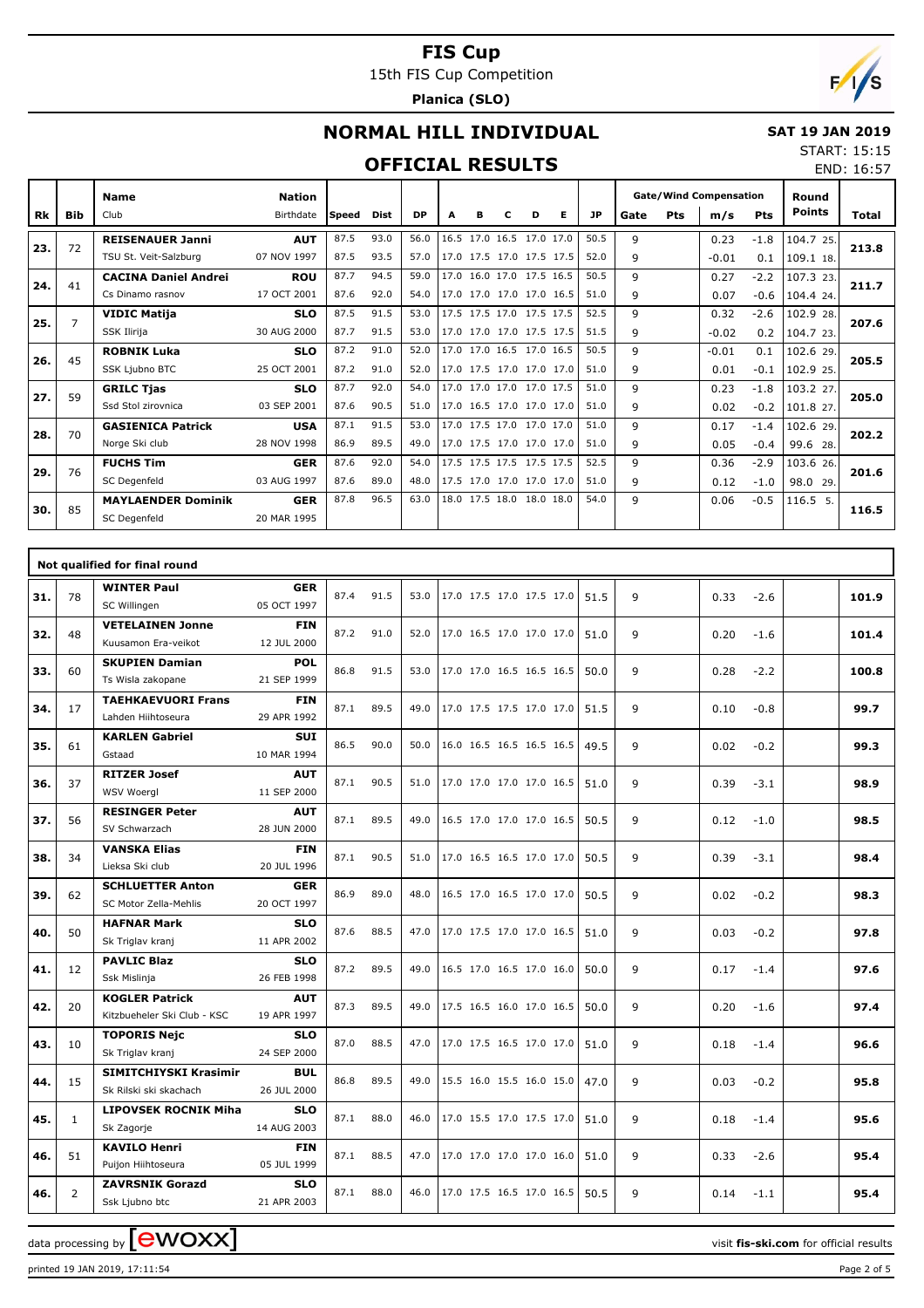# FIS Cup

15th FIS Cup Competition

**Planica (SLO)**

## NORMAL HILL INDIVIDUAL

**SAT 19 JAN 2019**

START: 15:15
END: 16:57

## OFFICIAL RESULTS

| Rk | Bib | Name / Club | Nation / Birthdate | Speed | Dist | DP | A | B | C | D | E | JP | Gate | Pts | m/s | Pts | Round Points | Total |
|---|---|---|---|---|---|---|---|---|---|---|---|---|---|---|---|---|---|---|
| 23. | 72 | **REISENAUER Janni** | **AUT** | 87.5 | 93.0 | 56.0 | 16.5 | 17.0 | 16.5 | 17.0 | 17.0 | 50.5 | 9 | | 0.23 | -1.8 | 104.7 25. | 213.8 |
| | | TSU St. Veit-Salzburg | 07 NOV 1997 | 87.5 | 93.5 | 57.0 | 17.0 | 17.5 | 17.0 | 17.5 | 17.5 | 52.0 | 9 | | -0.01 | 0.1 | 109.1 18. | |
| 24. | 41 | **CACINA Daniel Andrei** | **ROU** | 87.7 | 94.5 | 59.0 | 17.0 | 16.0 | 17.0 | 17.5 | 16.5 | 50.5 | 9 | | 0.27 | -2.2 | 107.3 23. | 211.7 |
| | | Cs Dinamo rasnov | 17 OCT 2001 | 87.6 | 92.0 | 54.0 | 17.0 | 17.0 | 17.0 | 17.0 | 16.5 | 51.0 | 9 | | 0.07 | -0.6 | 104.4 24. | |
| 25. | 7 | **VIDIC Matija** | **SLO** | 87.5 | 91.5 | 53.0 | 17.5 | 17.5 | 17.0 | 17.5 | 17.5 | 52.5 | 9 | | 0.32 | -2.6 | 102.9 28. | 207.6 |
| | | SSK Ilirija | 30 AUG 2000 | 87.7 | 91.5 | 53.0 | 17.0 | 17.0 | 17.0 | 17.5 | 17.5 | 51.5 | 9 | | -0.02 | 0.2 | 104.7 23. | |
| 26. | 45 | **ROBNIK Luka** | **SLO** | 87.2 | 91.0 | 52.0 | 17.0 | 17.0 | 16.5 | 17.0 | 16.5 | 50.5 | 9 | | -0.01 | 0.1 | 102.6 29. | 205.5 |
| | | SSK Ljubno BTC | 25 OCT 2001 | 87.2 | 91.0 | 52.0 | 17.0 | 17.5 | 17.0 | 17.0 | 17.0 | 51.0 | 9 | | 0.01 | -0.1 | 102.9 25. | |
| 27. | 59 | **GRILC Tjas** | **SLO** | 87.7 | 92.0 | 54.0 | 17.0 | 17.0 | 17.0 | 17.0 | 17.5 | 51.0 | 9 | | 0.23 | -1.8 | 103.2 27. | 205.0 |
| | | Ssd Stol zirovnica | 03 SEP 2001 | 87.6 | 90.5 | 51.0 | 17.0 | 16.5 | 17.0 | 17.0 | 17.0 | 51.0 | 9 | | 0.02 | -0.2 | 101.8 27. | |
| 28. | 70 | **GASIENICA Patrick** | **USA** | 87.1 | 91.5 | 53.0 | 17.0 | 17.5 | 17.0 | 17.0 | 17.0 | 51.0 | 9 | | 0.17 | -1.4 | 102.6 29. | 202.2 |
| | | Norge Ski club | 28 NOV 1998 | 86.9 | 89.5 | 49.0 | 17.0 | 17.5 | 17.0 | 17.0 | 17.0 | 51.0 | 9 | | 0.05 | -0.4 | 99.6 28. | |
| 29. | 76 | **FUCHS Tim** | **GER** | 87.6 | 92.0 | 54.0 | 17.5 | 17.5 | 17.5 | 17.5 | 17.5 | 52.5 | 9 | | 0.36 | -2.9 | 103.6 26. | 201.6 |
| | | SC Degenfeld | 03 AUG 1997 | 87.6 | 89.0 | 48.0 | 17.5 | 17.0 | 17.0 | 17.0 | 17.0 | 51.0 | 9 | | 0.12 | -1.0 | 98.0 29. | |
| 30. | 85 | **MAYLAENDER Dominik** | **GER** | 87.8 | 96.5 | 63.0 | 18.0 | 17.5 | 18.0 | 18.0 | 18.0 | 54.0 | 9 | | 0.06 | -0.5 | 116.5 5. | 116.5 |
| | | SC Degenfeld | 20 MAR 1995 | | | | | | | | | | | | | | | |

**Not qualified for final round**

| Rk | Bib | Name / Club | Nation / Birthdate | Speed | Dist | DP | A | B | C | D | E | JP | Gate | Pts | m/s | Pts | Round Points | Total |
|---|---|---|---|---|---|---|---|---|---|---|---|---|---|---|---|---|---|---|
| 31. | 78 | **WINTER Paul** / SC Willingen | **GER** / 05 OCT 1997 | 87.4 | 91.5 | 53.0 | 17.0 | 17.5 | 17.0 | 17.5 | 17.0 | 51.5 | 9 | | 0.33 | -2.6 | | 101.9 |
| 32. | 48 | **VETELAINEN Jonne** / Kuusamon Era-veikot | **FIN** / 12 JUL 2000 | 87.2 | 91.0 | 52.0 | 17.0 | 16.5 | 17.0 | 17.0 | 17.0 | 51.0 | 9 | | 0.20 | -1.6 | | 101.4 |
| 33. | 60 | **SKUPIEN Damian** / Ts Wisla zakopane | **POL** / 21 SEP 1999 | 86.8 | 91.5 | 53.0 | 17.0 | 17.0 | 16.5 | 16.5 | 16.5 | 50.0 | 9 | | 0.28 | -2.2 | | 100.8 |
| 34. | 17 | **TAEHKAEVUORI Frans** / Lahden Hiihtoseura | **FIN** / 29 APR 1992 | 87.1 | 89.5 | 49.0 | 17.0 | 17.5 | 17.5 | 17.0 | 17.0 | 51.5 | 9 | | 0.10 | -0.8 | | 99.7 |
| 35. | 61 | **KARLEN Gabriel** / Gstaad | **SUI** / 10 MAR 1994 | 86.5 | 90.0 | 50.0 | 16.0 | 16.5 | 16.5 | 16.5 | 16.5 | 49.5 | 9 | | 0.02 | -0.2 | | 99.3 |
| 36. | 37 | **RITZER Josef** / WSV Woergl | **AUT** / 11 SEP 2000 | 87.1 | 90.5 | 51.0 | 17.0 | 17.0 | 17.0 | 17.0 | 16.5 | 51.0 | 9 | | 0.39 | -3.1 | | 98.9 |
| 37. | 56 | **RESINGER Peter** / SV Schwarzach | **AUT** / 28 JUN 2000 | 87.1 | 89.5 | 49.0 | 16.5 | 17.0 | 17.0 | 17.0 | 16.5 | 50.5 | 9 | | 0.12 | -1.0 | | 98.5 |
| 38. | 34 | **VANSKA Elias** / Lieksa Ski club | **FIN** / 20 JUL 1996 | 87.1 | 90.5 | 51.0 | 17.0 | 16.5 | 16.5 | 17.0 | 17.0 | 50.5 | 9 | | 0.39 | -3.1 | | 98.4 |
| 39. | 62 | **SCHLUETTER Anton** / SC Motor Zella-Mehlis | **GER** / 20 OCT 1997 | 86.9 | 89.0 | 48.0 | 16.5 | 17.0 | 16.5 | 17.0 | 17.0 | 50.5 | 9 | | 0.02 | -0.2 | | 98.3 |
| 40. | 50 | **HAFNAR Mark** / Sk Triglav kranj | **SLO** / 11 APR 2002 | 87.6 | 88.5 | 47.0 | 17.0 | 17.5 | 17.0 | 17.0 | 16.5 | 51.0 | 9 | | 0.03 | -0.2 | | 97.8 |
| 41. | 12 | **PAVLIC Blaz** / Ssk Mislinja | **SLO** / 26 FEB 1998 | 87.2 | 89.5 | 49.0 | 16.5 | 17.0 | 16.5 | 17.0 | 16.0 | 50.0 | 9 | | 0.17 | -1.4 | | 97.6 |
| 42. | 20 | **KOGLER Patrick** / Kitzbueheler Ski Club - KSC | **AUT** / 19 APR 1997 | 87.3 | 89.5 | 49.0 | 17.5 | 16.5 | 16.0 | 17.0 | 16.5 | 50.0 | 9 | | 0.20 | -1.6 | | 97.4 |
| 43. | 10 | **TOPORIS Nejc** / Sk Triglav kranj | **SLO** / 24 SEP 2000 | 87.0 | 88.5 | 47.0 | 17.0 | 17.5 | 16.5 | 17.0 | 17.0 | 51.0 | 9 | | 0.18 | -1.4 | | 96.6 |
| 44. | 15 | **SIMITCHIYSKI Krasimir** / Sk Rilski ski skachach | **BUL** / 26 JUL 2000 | 86.8 | 89.5 | 49.0 | 15.5 | 16.0 | 15.5 | 16.0 | 15.0 | 47.0 | 9 | | 0.03 | -0.2 | | 95.8 |
| 45. | 1 | **LIPOVSEK ROCNIK Miha** / Sk Zagorje | **SLO** / 14 AUG 2003 | 87.1 | 88.0 | 46.0 | 17.0 | 15.5 | 17.0 | 17.5 | 17.0 | 51.0 | 9 | | 0.18 | -1.4 | | 95.6 |
| 46. | 51 | **KAVILO Henri** / Puijon Hiihtoseura | **FIN** / 05 JUL 1999 | 87.1 | 88.5 | 47.0 | 17.0 | 17.0 | 17.0 | 17.0 | 16.0 | 51.0 | 9 | | 0.33 | -2.6 | | 95.4 |
| 46. | 2 | **ZAVRSNIK Gorazd** / Ssk Ljubno btc | **SLO** / 21 APR 2003 | 87.1 | 88.0 | 46.0 | 17.0 | 17.5 | 16.5 | 17.0 | 16.5 | 50.5 | 9 | | 0.14 | -1.1 | | 95.4 |

data processing by EWOXX — visit **fis-ski.com** for official results

printed 19 JAN 2019, 17:11:54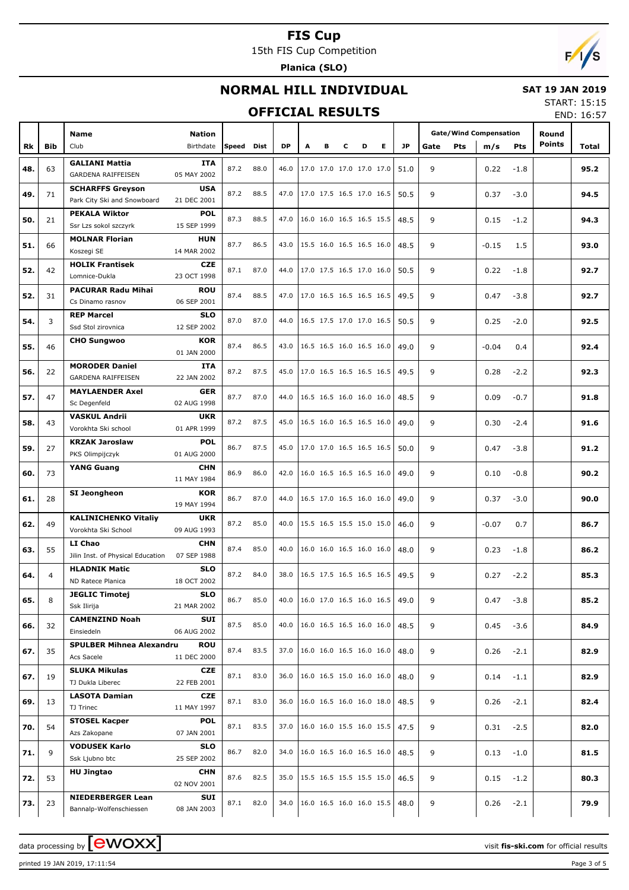# FIS Cup

15th FIS Cup Competition

**Planica (SLO)**

## NORMAL HILL INDIVIDUAL

**SAT 19 JAN 2019**

START: 15:15
END: 16:57

## OFFICIAL RESULTS

| Rk | Bib | Name / Club | Nation / Birthdate | Speed | Dist | DP | A | B | C | D | E | JP | Gate | Pts | m/s | Pts | Round Points | Total |
|---|---|---|---|---|---|---|---|---|---|---|---|---|---|---|---|---|---|---|
| 48. | 63 | **GALIANI Mattia** GARDENA RAIFFEISEN | **ITA** 05 MAY 2002 | 87.2 | 88.0 | 46.0 | 17.0 | 17.0 | 17.0 | 17.0 | 17.0 | 51.0 | 9 | | 0.22 | -1.8 | | **95.2** |
| 49. | 71 | **SCHARFFS Greyson** Park City Ski and Snowboard | **USA** 21 DEC 2001 | 87.2 | 88.5 | 47.0 | 17.0 | 17.5 | 16.5 | 17.0 | 16.5 | 50.5 | 9 | | 0.37 | -3.0 | | **94.5** |
| 50. | 21 | **PEKALA Wiktor** Ssr Lzs sokol szczyrk | **POL** 15 SEP 1999 | 87.3 | 88.5 | 47.0 | 16.0 | 16.0 | 16.5 | 16.5 | 15.5 | 48.5 | 9 | | 0.15 | -1.2 | | **94.3** |
| 51. | 66 | **MOLNAR Florian** Koszegi SE | **HUN** 14 MAR 2002 | 87.7 | 86.5 | 43.0 | 15.5 | 16.0 | 16.5 | 16.5 | 16.0 | 48.5 | 9 | | -0.15 | 1.5 | | **93.0** |
| 52. | 42 | **HOLIK Frantisek** Lomnice-Dukla | **CZE** 23 OCT 1998 | 87.1 | 87.0 | 44.0 | 17.0 | 17.5 | 16.5 | 17.0 | 16.0 | 50.5 | 9 | | 0.22 | -1.8 | | **92.7** |
| 52. | 31 | **PACURAR Radu Mihai** Cs Dinamo rasnov | **ROU** 06 SEP 2001 | 87.4 | 88.5 | 47.0 | 17.0 | 16.5 | 16.5 | 16.5 | 16.5 | 49.5 | 9 | | 0.47 | -3.8 | | **92.7** |
| 54. | 3 | **REP Marcel** Ssd Stol zirovnica | **SLO** 12 SEP 2002 | 87.0 | 87.0 | 44.0 | 16.5 | 17.5 | 17.0 | 17.0 | 16.5 | 50.5 | 9 | | 0.25 | -2.0 | | **92.5** |
| 55. | 46 | **CHO Sungwoo** | **KOR** 01 JAN 2000 | 87.4 | 86.5 | 43.0 | 16.5 | 16.5 | 16.0 | 16.5 | 16.0 | 49.0 | 9 | | -0.04 | 0.4 | | **92.4** |
| 56. | 22 | **MORODER Daniel** GARDENA RAIFFEISEN | **ITA** 22 JAN 2002 | 87.2 | 87.5 | 45.0 | 17.0 | 16.5 | 16.5 | 16.5 | 16.5 | 49.5 | 9 | | 0.28 | -2.2 | | **92.3** |
| 57. | 47 | **MAYLAENDER Axel** Sc Degenfeld | **GER** 02 AUG 1998 | 87.7 | 87.0 | 44.0 | 16.5 | 16.5 | 16.0 | 16.0 | 16.0 | 48.5 | 9 | | 0.09 | -0.7 | | **91.8** |
| 58. | 43 | **VASKUL Andrii** Vorokhta Ski school | **UKR** 01 APR 1999 | 87.2 | 87.5 | 45.0 | 16.5 | 16.0 | 16.5 | 16.5 | 16.0 | 49.0 | 9 | | 0.30 | -2.4 | | **91.6** |
| 59. | 27 | **KRZAK Jaroslaw** PKS Olimpijczyk | **POL** 01 AUG 2000 | 86.7 | 87.5 | 45.0 | 17.0 | 17.0 | 16.5 | 16.5 | 16.5 | 50.0 | 9 | | 0.47 | -3.8 | | **91.2** |
| 60. | 73 | **YANG Guang** | **CHN** 11 MAY 1984 | 86.9 | 86.0 | 42.0 | 16.0 | 16.5 | 16.5 | 16.5 | 16.0 | 49.0 | 9 | | 0.10 | -0.8 | | **90.2** |
| 61. | 28 | **SI Jeongheon** | **KOR** 19 MAY 1994 | 86.7 | 87.0 | 44.0 | 16.5 | 17.0 | 16.5 | 16.0 | 16.0 | 49.0 | 9 | | 0.37 | -3.0 | | **90.0** |
| 62. | 49 | **KALINICHENKO Vitaliy** Vorokhta Ski School | **UKR** 09 AUG 1993 | 87.2 | 85.0 | 40.0 | 15.5 | 16.5 | 15.5 | 15.0 | 15.0 | 46.0 | 9 | | -0.07 | 0.7 | | **86.7** |
| 63. | 55 | **LI Chao** Jilin Inst. of Physical Education | **CHN** 07 SEP 1988 | 87.4 | 85.0 | 40.0 | 16.0 | 16.0 | 16.5 | 16.0 | 16.0 | 48.0 | 9 | | 0.23 | -1.8 | | **86.2** |
| 64. | 4 | **HLADNIK Matic** ND Ratece Planica | **SLO** 18 OCT 2002 | 87.2 | 84.0 | 38.0 | 16.5 | 17.5 | 16.5 | 16.5 | 16.5 | 49.5 | 9 | | 0.27 | -2.2 | | **85.3** |
| 65. | 8 | **JEGLIC Timotej** Ssk Ilirija | **SLO** 21 MAR 2002 | 86.7 | 85.0 | 40.0 | 16.0 | 17.0 | 16.5 | 16.0 | 16.5 | 49.0 | 9 | | 0.47 | -3.8 | | **85.2** |
| 66. | 32 | **CAMENZIND Noah** Einsiedeln | **SUI** 06 AUG 2002 | 87.5 | 85.0 | 40.0 | 16.0 | 16.5 | 16.5 | 16.0 | 16.0 | 48.5 | 9 | | 0.45 | -3.6 | | **84.9** |
| 67. | 35 | **SPULBER Mihnea Alexandru** Acs Sacele | **ROU** 11 DEC 2000 | 87.4 | 83.5 | 37.0 | 16.0 | 16.0 | 16.5 | 16.0 | 16.0 | 48.0 | 9 | | 0.26 | -2.1 | | **82.9** |
| 67. | 19 | **SLUKA Mikulas** TJ Dukla Liberec | **CZE** 22 FEB 2001 | 87.1 | 83.0 | 36.0 | 16.0 | 16.5 | 15.0 | 16.0 | 16.0 | 48.0 | 9 | | 0.14 | -1.1 | | **82.9** |
| 69. | 13 | **LASOTA Damian** TJ Trinec | **CZE** 11 MAY 1997 | 87.1 | 83.0 | 36.0 | 16.0 | 16.5 | 16.0 | 16.0 | 18.0 | 48.5 | 9 | | 0.26 | -2.1 | | **82.4** |
| 70. | 54 | **STOSEL Kacper** Azs Zakopane | **POL** 07 JAN 2001 | 87.1 | 83.5 | 37.0 | 16.0 | 16.0 | 15.5 | 16.0 | 15.5 | 47.5 | 9 | | 0.31 | -2.5 | | **82.0** |
| 71. | 9 | **VODUSEK Karlo** Ssk Ljubno btc | **SLO** 25 SEP 2002 | 86.7 | 82.0 | 34.0 | 16.0 | 16.5 | 16.0 | 16.5 | 16.0 | 48.5 | 9 | | 0.13 | -1.0 | | **81.5** |
| 72. | 53 | **HU Jingtao** | **CHN** 02 NOV 2001 | 87.6 | 82.5 | 35.0 | 15.5 | 16.5 | 15.5 | 15.5 | 15.0 | 46.5 | 9 | | 0.15 | -1.2 | | **80.3** |
| 73. | 23 | **NIEDERBERGER Lean** Bannalp-Wolfenschiessen | **SUI** 08 JAN 2003 | 87.1 | 82.0 | 34.0 | 16.0 | 16.5 | 16.0 | 16.0 | 15.5 | 48.0 | 9 | | 0.26 | -2.1 | | **79.9** |

data processing by ewoxx — visit **fis-ski.com** for official results

printed 19 JAN 2019, 17:11:54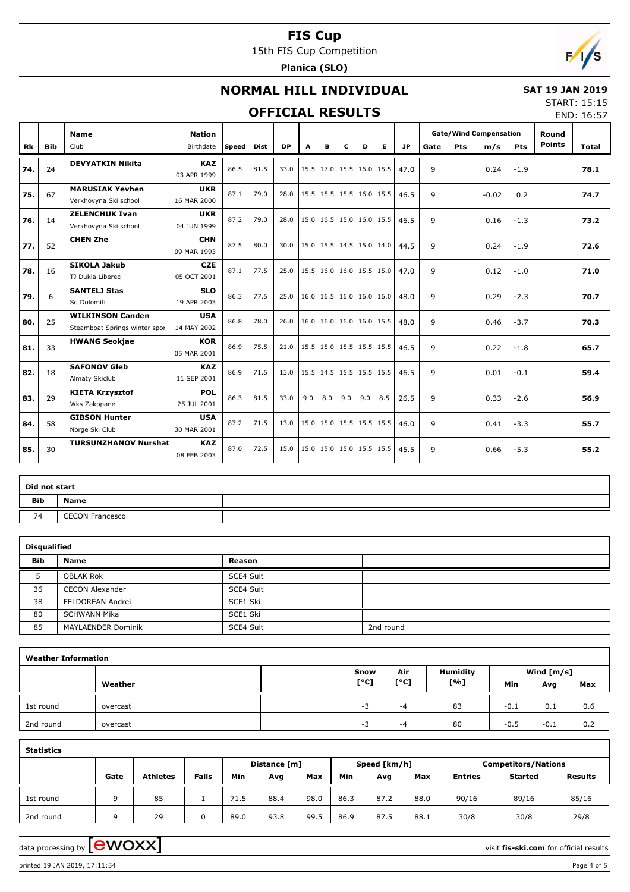# FIS Cup

15th FIS Cup Competition

**Planica (SLO)**

## NORMAL HILL INDIVIDUAL

**SAT 19 JAN 2019**

START: 15:15

END: 16:57

## OFFICIAL RESULTS

| Rk | Bib | Name / Club | Nation / Birthdate | Speed | Dist | DP | A | B | C | D | E | JP | Gate | Pts | m/s | Pts | Round Points | Total |
|---|---|---|---|---|---|---|---|---|---|---|---|---|---|---|---|---|---|---|
| 74. | 24 | DEVYATKIN Nikita | KAZ 03 APR 1999 | 86.5 | 81.5 | 33.0 | 15.5 | 17.0 | 15.5 | 16.0 | 15.5 | 47.0 | 9 | | 0.24 | -1.9 | | 78.1 |
| 75. | 67 | MARUSIAK Yevhen / Verkhovyna Ski school | UKR 16 MAR 2000 | 87.1 | 79.0 | 28.0 | 15.5 | 15.5 | 15.5 | 16.0 | 15.5 | 46.5 | 9 | | -0.02 | 0.2 | | 74.7 |
| 76. | 14 | ZELENCHUK Ivan / Verkhovyna Ski school | UKR 04 JUN 1999 | 87.2 | 79.0 | 28.0 | 15.0 | 16.5 | 15.0 | 16.0 | 15.5 | 46.5 | 9 | | 0.16 | -1.3 | | 73.2 |
| 77. | 52 | CHEN Zhe | CHN 09 MAR 1993 | 87.5 | 80.0 | 30.0 | 15.0 | 15.5 | 14.5 | 15.0 | 14.0 | 44.5 | 9 | | 0.24 | -1.9 | | 72.6 |
| 78. | 16 | SIKOLA Jakub / TJ Dukla Liberec | CZE 05 OCT 2001 | 87.1 | 77.5 | 25.0 | 15.5 | 16.0 | 16.0 | 15.5 | 15.0 | 47.0 | 9 | | 0.12 | -1.0 | | 71.0 |
| 79. | 6 | SANTELJ Stas / Sd Dolomiti | SLO 19 APR 2003 | 86.3 | 77.5 | 25.0 | 16.0 | 16.5 | 16.0 | 16.0 | 16.0 | 48.0 | 9 | | 0.29 | -2.3 | | 70.7 |
| 80. | 25 | WILKINSON Canden / Steamboat Springs winter spor | USA 14 MAY 2002 | 86.8 | 78.0 | 26.0 | 16.0 | 16.0 | 16.0 | 16.0 | 15.5 | 48.0 | 9 | | 0.46 | -3.7 | | 70.3 |
| 81. | 33 | HWANG Seokjae | KOR 05 MAR 2001 | 86.9 | 75.5 | 21.0 | 15.5 | 15.0 | 15.5 | 15.5 | 15.5 | 46.5 | 9 | | 0.22 | -1.8 | | 65.7 |
| 82. | 18 | SAFONOV Gleb / Almaty Skiclub | KAZ 11 SEP 2001 | 86.9 | 71.5 | 13.0 | 15.5 | 14.5 | 15.5 | 15.5 | 15.5 | 46.5 | 9 | | 0.01 | -0.1 | | 59.4 |
| 83. | 29 | KIETA Krzysztof / Wks Zakopane | POL 25 JUL 2001 | 86.3 | 81.5 | 33.0 | 9.0 | 8.0 | 9.0 | 9.0 | 8.5 | 26.5 | 9 | | 0.33 | -2.6 | | 56.9 |
| 84. | 58 | GIBSON Hunter / Norge Ski Club | USA 30 MAR 2001 | 87.2 | 71.5 | 13.0 | 15.0 | 15.0 | 15.5 | 15.5 | 15.5 | 46.0 | 9 | | 0.41 | -3.3 | | 55.7 |
| 85. | 30 | TURSUNZHANOV Nurshat | KAZ 08 FEB 2003 | 87.0 | 72.5 | 15.0 | 15.0 | 15.0 | 15.0 | 15.5 | 15.5 | 45.5 | 9 | | 0.66 | -5.3 | | 55.2 |

### Did not start

| Bib | Name |
|---|---|
| 74 | CECON Francesco |

### Disqualified

| Bib | Name | Reason | |
|---|---|---|---|
| 5 | OBLAK Rok | SCE4 Suit | |
| 36 | CECON Alexander | SCE4 Suit | |
| 38 | FELDOREAN Andrei | SCE1 Ski | |
| 80 | SCHWANN Mika | SCE1 Ski | |
| 85 | MAYLAENDER Dominik | SCE4 Suit | 2nd round |

### Weather Information

| | Weather | Snow [°C] | Air [°C] | Humidity [%] | Wind [m/s] Min | Avg | Max |
|---|---|---|---|---|---|---|---|
| 1st round | overcast | -3 | -4 | 83 | -0.1 | 0.1 | 0.6 |
| 2nd round | overcast | -3 | -4 | 80 | -0.5 | -0.1 | 0.2 |

### Statistics

| | Gate | Athletes | Falls | Distance [m] Min | Avg | Max | Speed [km/h] Min | Avg | Max | Competitors/Nations Entries | Started | Results |
|---|---|---|---|---|---|---|---|---|---|---|---|---|
| 1st round | 9 | 85 | 1 | 71.5 | 88.4 | 98.0 | 86.3 | 87.2 | 88.0 | 90/16 | 89/16 | 85/16 |
| 2nd round | 9 | 29 | 0 | 89.0 | 93.8 | 99.5 | 86.9 | 87.5 | 88.1 | 30/8 | 30/8 | 29/8 |

data processing by ewoxx — visit **fis-ski.com** for official results

printed 19 JAN 2019, 17:11:54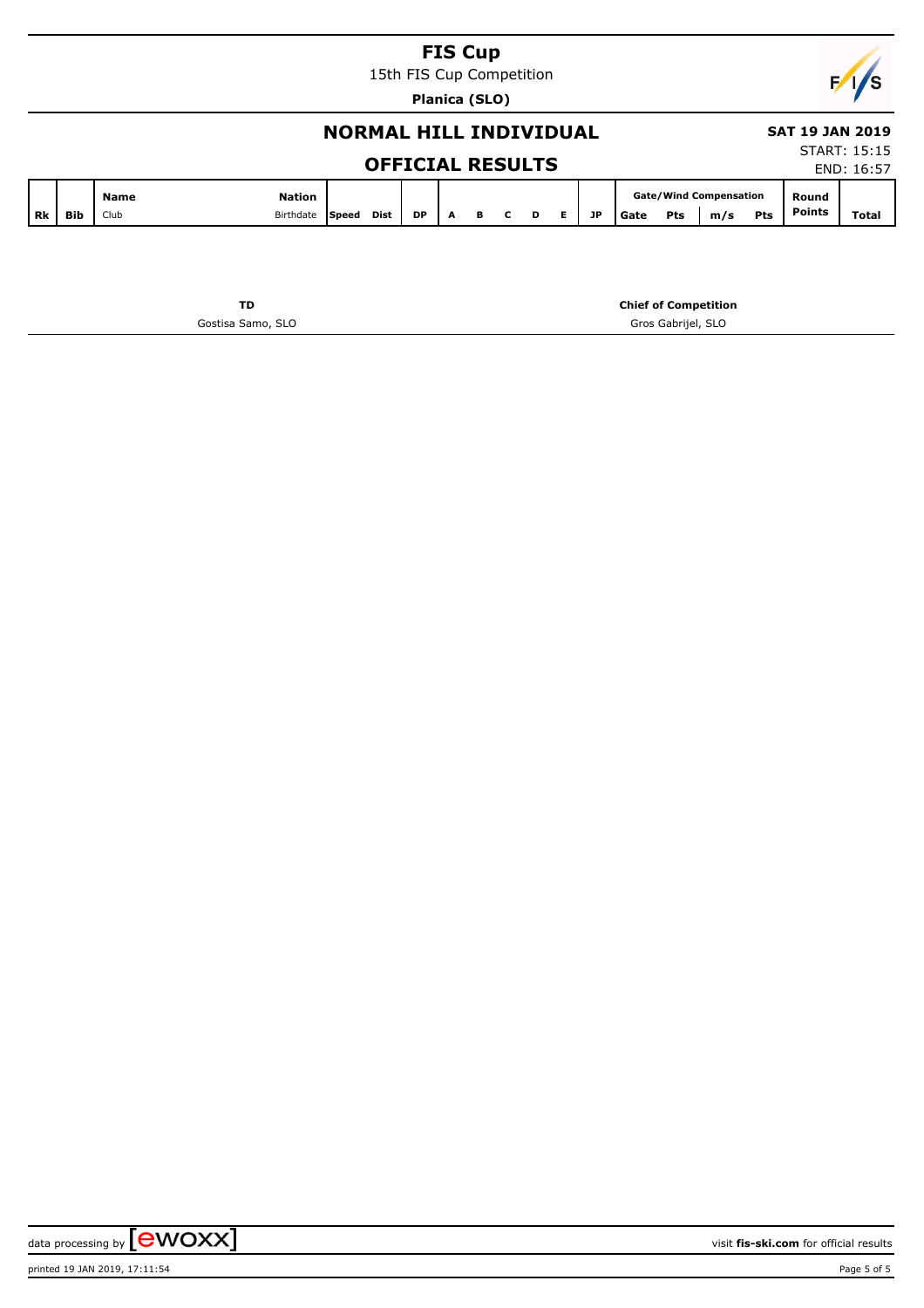# FIS Cup

15th FIS Cup Competition

**Planica (SLO)**

## NORMAL HILL INDIVIDUAL

**SAT 19 JAN 2019**

START: 15:15

END: 16:57

## OFFICIAL RESULTS

| Rk | Bib | Name<br>Club | Nation<br>Birthdate | Speed | Dist | DP | A | B | C | D | E | JP | Gate/Wind Compensation<br>Gate | <br>Pts | <br>m/s | <br>Pts | Round<br>Points | Total |
|---|---|---|---|---|---|---|---|---|---|---|---|---|---|---|---|---|---|---|

| TD | Chief of Competition |
|---|---|
| Gostisa Samo, SLO | Gros Gabrijel, SLO |

data processing by [ewoxx]

visit **fis-ski.com** for official results

printed 19 JAN 2019, 17:11:54